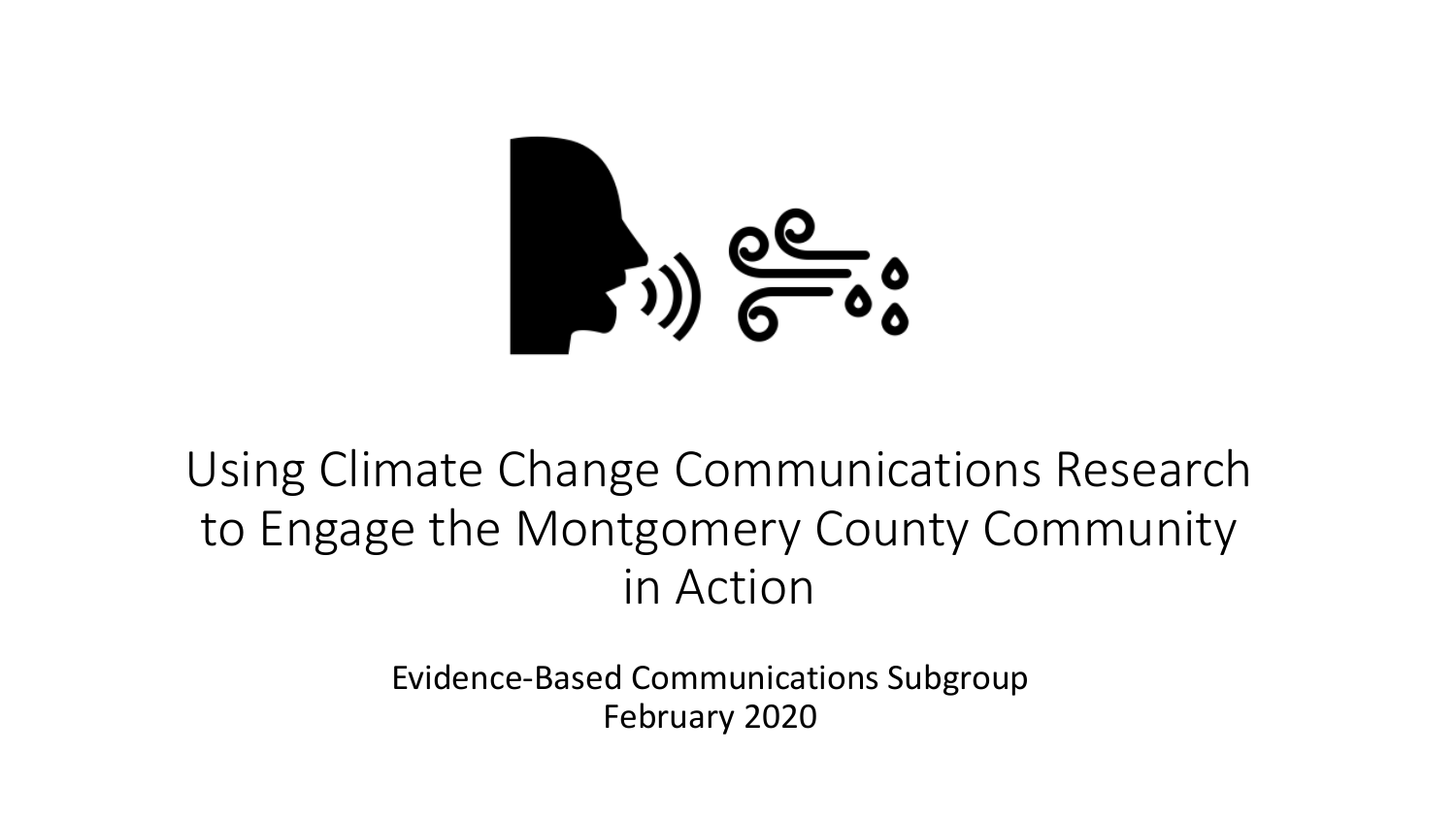# Using Climate Change Communications Research to Engage the Montgomery County Community in Action

Evidence-Based Communications Subgroup
February 2020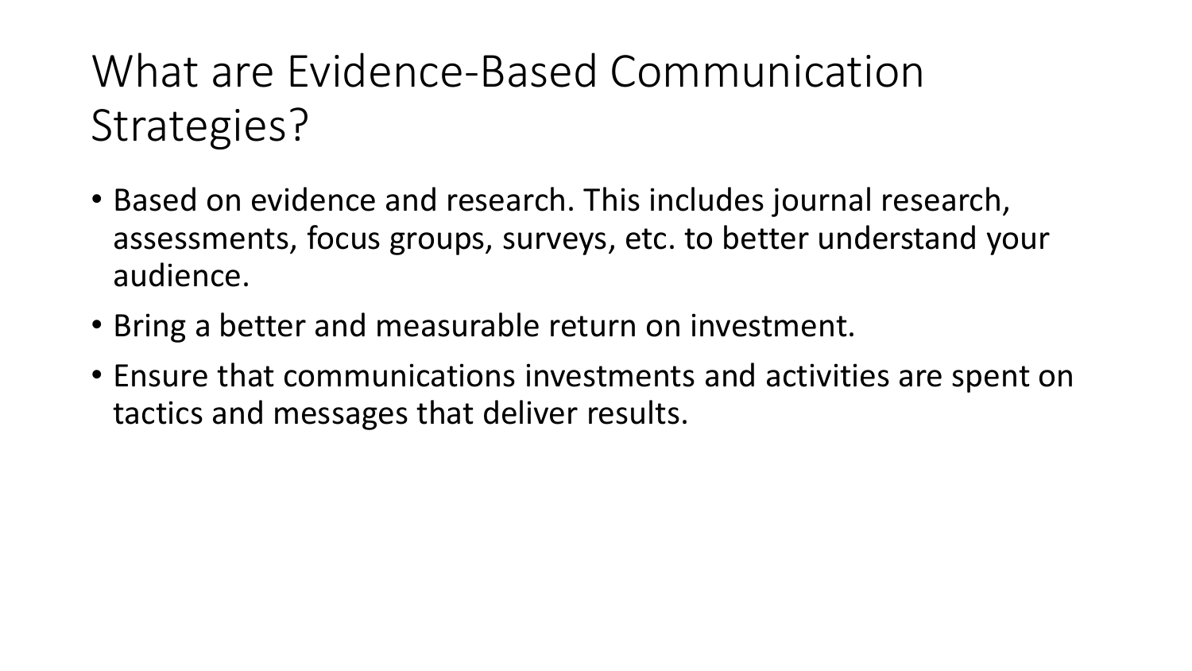# What are Evidence-Based Communication Strategies?

- Based on evidence and research. This includes journal research, assessments, focus groups, surveys, etc. to better understand your audience.
- Bring a better and measurable return on investment.
- Ensure that communications investments and activities are spent on tactics and messages that deliver results.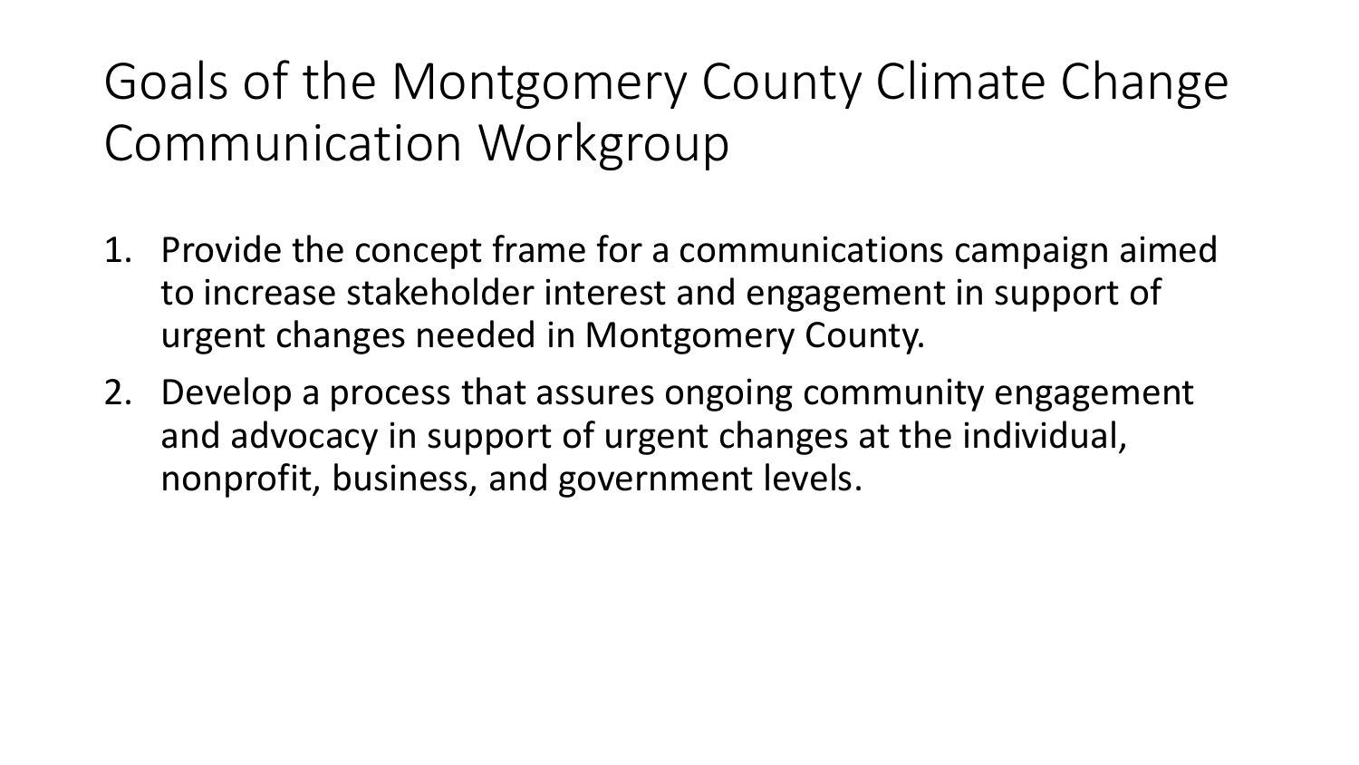# Goals of the Montgomery County Climate Change Communication Workgroup

1. Provide the concept frame for a communications campaign aimed to increase stakeholder interest and engagement in support of urgent changes needed in Montgomery County.
2. Develop a process that assures ongoing community engagement and advocacy in support of urgent changes at the individual, nonprofit, business, and government levels.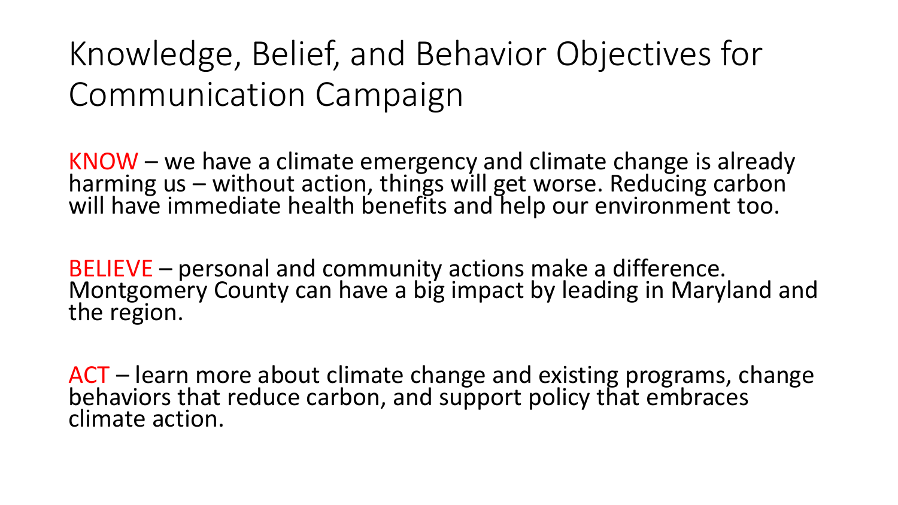# Knowledge, Belief, and Behavior Objectives for Communication Campaign

KNOW – we have a climate emergency and climate change is already harming us – without action, things will get worse. Reducing carbon will have immediate health benefits and help our environment too.

BELIEVE – personal and community actions make a difference. Montgomery County can have a big impact by leading in Maryland and the region.

ACT – learn more about climate change and existing programs, change behaviors that reduce carbon, and support policy that embraces climate action.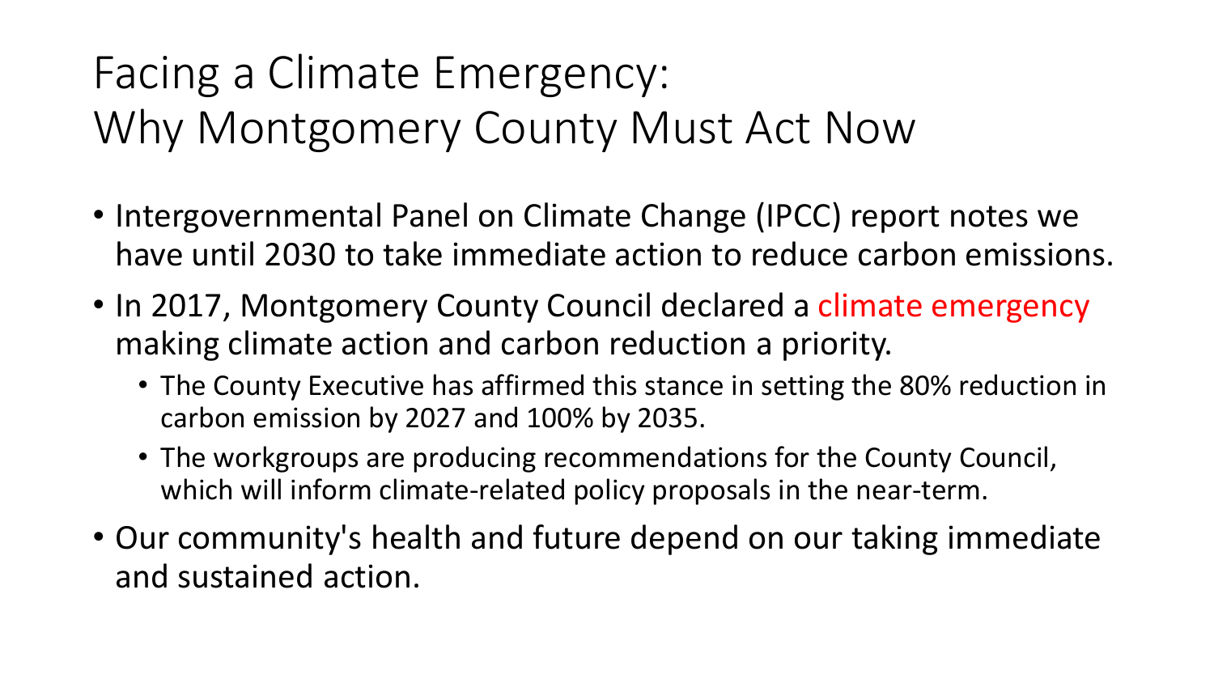# Facing a Climate Emergency: Why Montgomery County Must Act Now

- Intergovernmental Panel on Climate Change (IPCC) report notes we have until 2030 to take immediate action to reduce carbon emissions.
- In 2017, Montgomery County Council declared a climate emergency making climate action and carbon reduction a priority.
  - The County Executive has affirmed this stance in setting the 80% reduction in carbon emission by 2027 and 100% by 2035.
  - The workgroups are producing recommendations for the County Council, which will inform climate-related policy proposals in the near-term.
- Our community's health and future depend on our taking immediate and sustained action.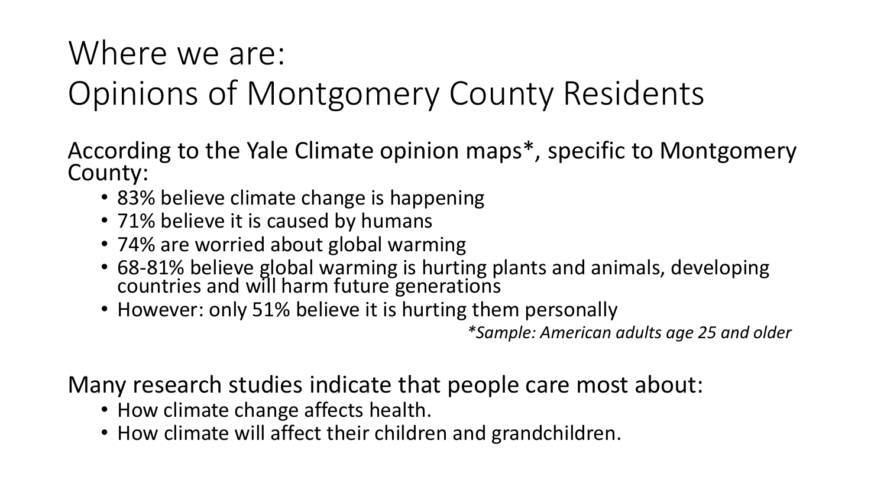# Where we are:
# Opinions of Montgomery County Residents

According to the Yale Climate opinion maps*, specific to Montgomery County:

- 83% believe climate change is happening
- 71% believe it is caused by humans
- 74% are worried about global warming
- 68-81% believe global warming is hurting plants and animals, developing countries and will harm future generations
- However: only 51% believe it is hurting them personally

*\*Sample: American adults age 25 and older*

Many research studies indicate that people care most about:

- How climate change affects health.
- How climate will affect their children and grandchildren.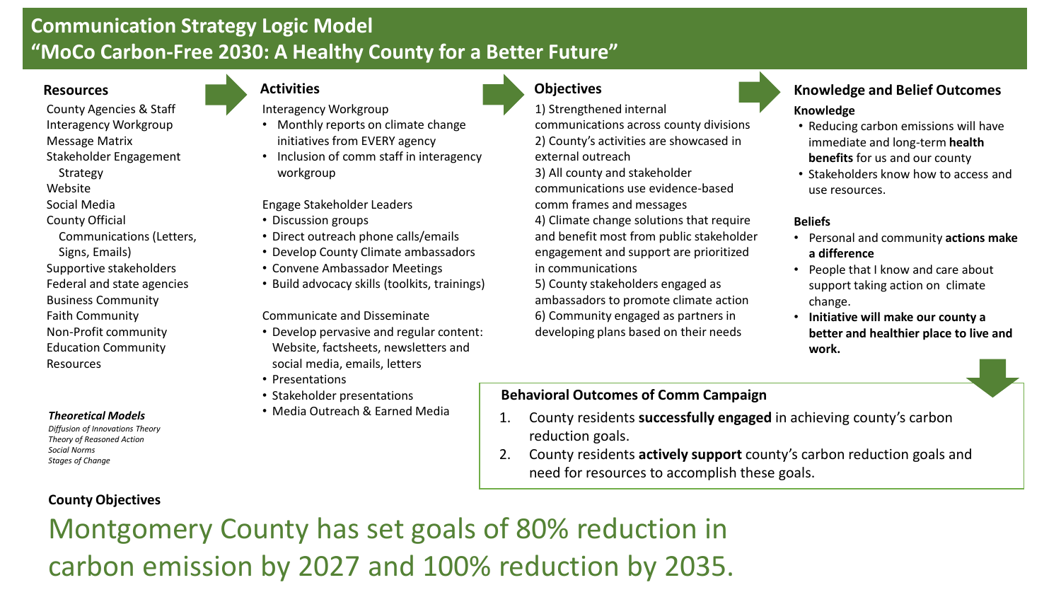# Communication Strategy Logic Model
## "MoCo Carbon-Free 2030: A Healthy County for a Better Future"

### Resources

County Agencies & Staff
Interagency Workgroup
Message Matrix
Stakeholder Engagement Strategy
Website
Social Media
County Official Communications (Letters, Signs, Emails)
Supportive stakeholders
Federal and state agencies
Business Community
Faith Community
Non-Profit community
Education Community
Resources

***Theoretical Models***

*Diffusion of Innovations Theory*
*Theory of Reasoned Action*
*Social Norms*
*Stages of Change*

### Activities

Interagency Workgroup

- Monthly reports on climate change initiatives from EVERY agency
- Inclusion of comm staff in interagency workgroup

Engage Stakeholder Leaders

- Discussion groups
- Direct outreach phone calls/emails
- Develop County Climate ambassadors
- Convene Ambassador Meetings
- Build advocacy skills (toolkits, trainings)

Communicate and Disseminate

- Develop pervasive and regular content: Website, factsheets, newsletters and social media, emails, letters
- Presentations
- Stakeholder presentations
- Media Outreach & Earned Media

### Objectives

1) Strengthened internal communications across county divisions
2) County's activities are showcased in external outreach
3) All county and stakeholder communications use evidence-based comm frames and messages
4) Climate change solutions that require and benefit most from public stakeholder engagement and support are prioritized in communications
5) County stakeholders engaged as ambassadors to promote climate action
6) Community engaged as partners in developing plans based on their needs

### Knowledge and Belief Outcomes

**Knowledge**

- Reducing carbon emissions will have immediate and long-term **health benefits** for us and our county
- Stakeholders know how to access and use resources.

**Beliefs**

- Personal and community **actions make a difference**
- People that I know and care about support taking action on climate change.
- **Initiative will make our county a better and healthier place to live and work.**

### Behavioral Outcomes of Comm Campaign

1. County residents **successfully engaged** in achieving county's carbon reduction goals.
2. County residents **actively support** county's carbon reduction goals and need for resources to accomplish these goals.

**County Objectives**

Montgomery County has set goals of 80% reduction in carbon emission by 2027 and 100% reduction by 2035.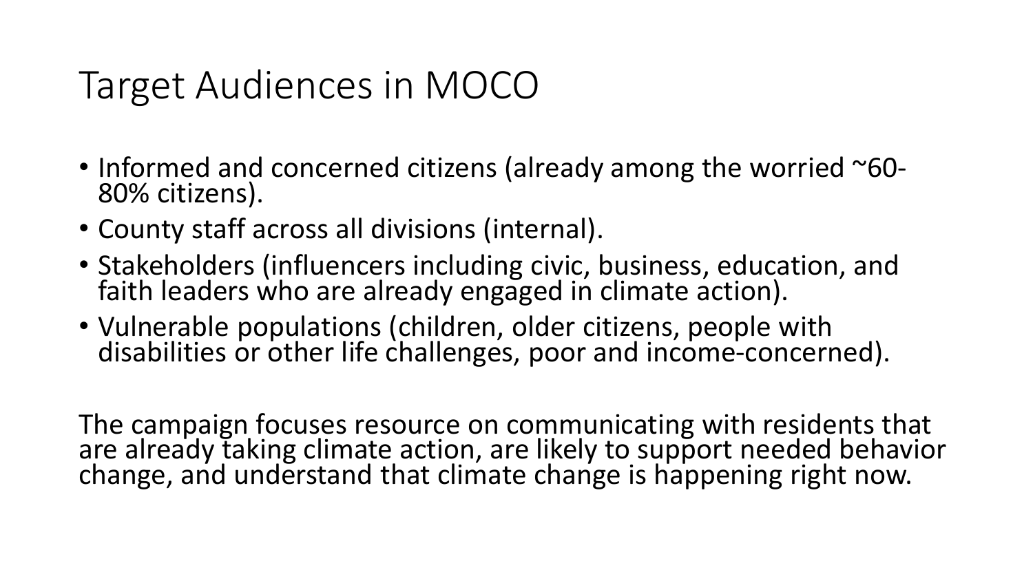# Target Audiences in MOCO

- Informed and concerned citizens (already among the worried ~60-80% citizens).
- County staff across all divisions (internal).
- Stakeholders (influencers including civic, business, education, and faith leaders who are already engaged in climate action).
- Vulnerable populations (children, older citizens, people with disabilities or other life challenges, poor and income-concerned).

The campaign focuses resource on communicating with residents that are already taking climate action, are likely to support needed behavior change, and understand that climate change is happening right now.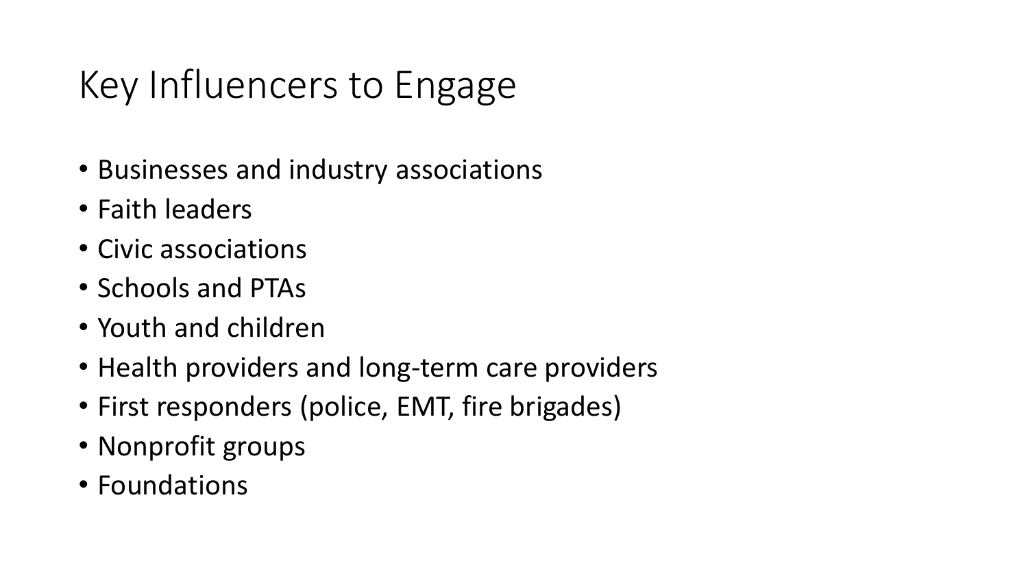# Key Influencers to Engage

- Businesses and industry associations
- Faith leaders
- Civic associations
- Schools and PTAs
- Youth and children
- Health providers and long-term care providers
- First responders (police, EMT, fire brigades)
- Nonprofit groups
- Foundations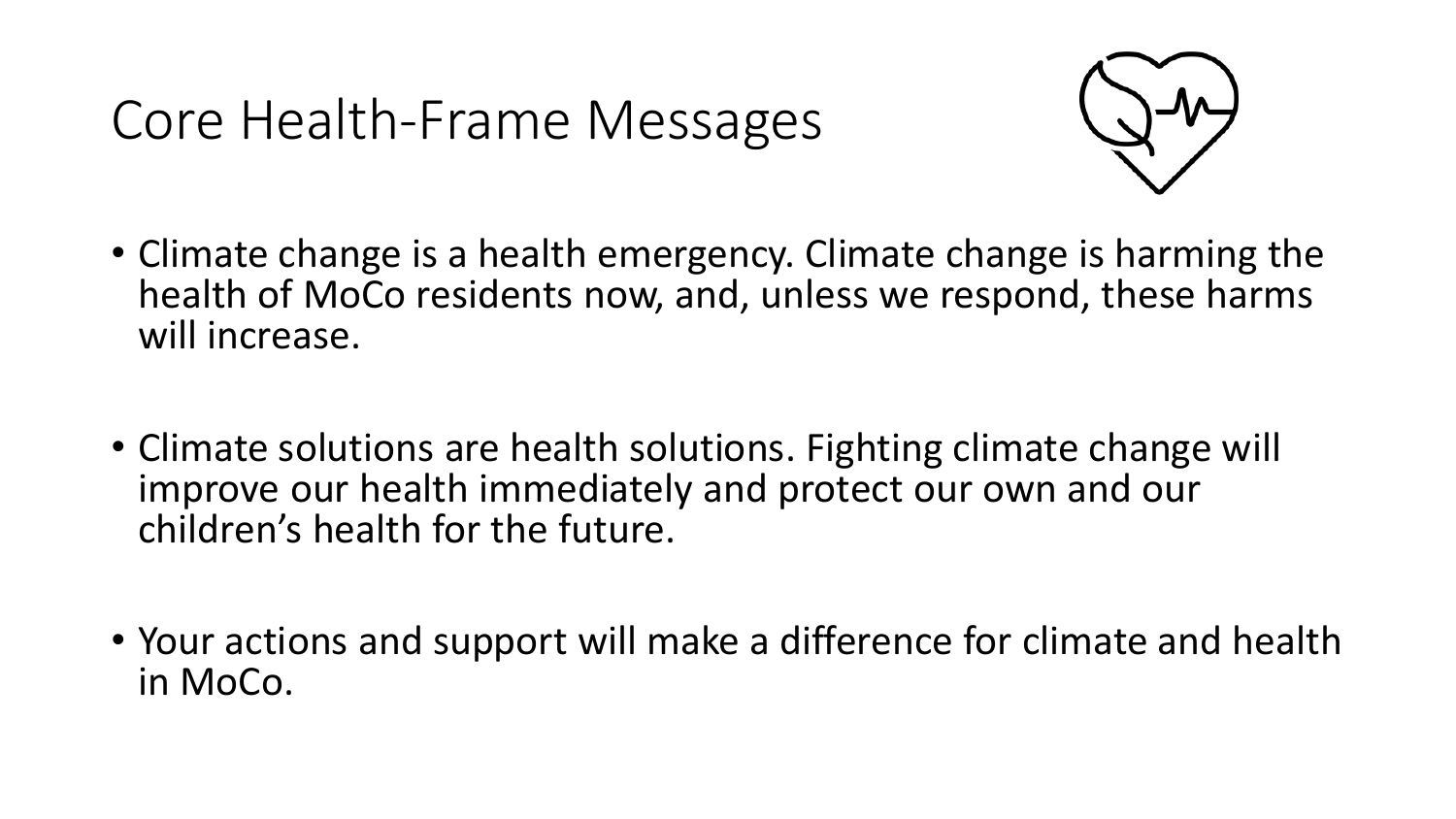# Core Health-Frame Messages

- Climate change is a health emergency. Climate change is harming the health of MoCo residents now, and, unless we respond, these harms will increase.
- Climate solutions are health solutions. Fighting climate change will improve our health immediately and protect our own and our children's health for the future.
- Your actions and support will make a difference for climate and health in MoCo.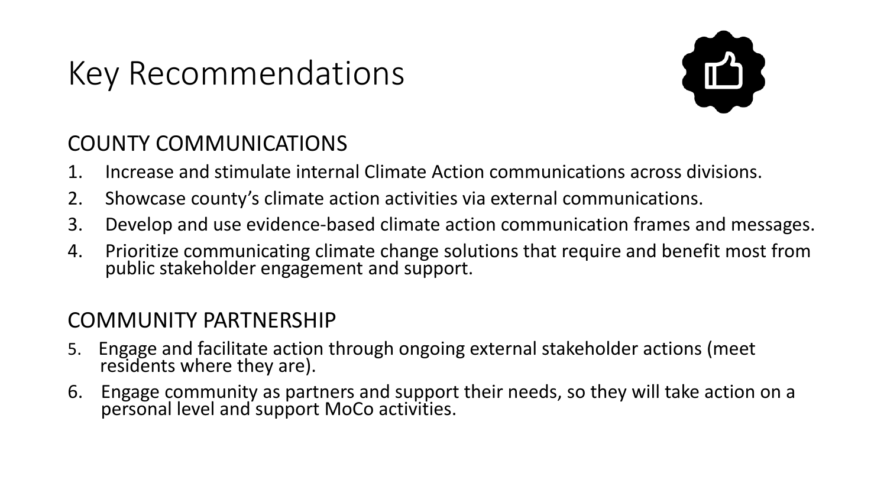# Key Recommendations

## COUNTY COMMUNICATIONS

1. Increase and stimulate internal Climate Action communications across divisions.
2. Showcase county's climate action activities via external communications.
3. Develop and use evidence-based climate action communication frames and messages.
4. Prioritize communicating climate change solutions that require and benefit most from public stakeholder engagement and support.

## COMMUNITY PARTNERSHIP

5. Engage and facilitate action through ongoing external stakeholder actions (meet residents where they are).
6. Engage community as partners and support their needs, so they will take action on a personal level and support MoCo activities.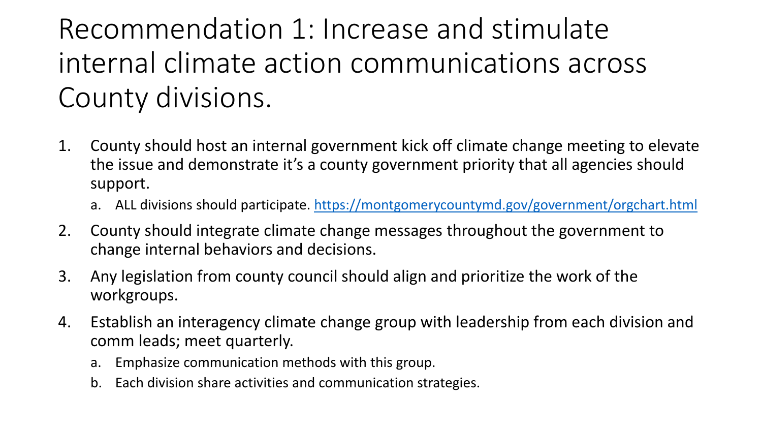# Recommendation 1: Increase and stimulate internal climate action communications across County divisions.

1. County should host an internal government kick off climate change meeting to elevate the issue and demonstrate it's a county government priority that all agencies should support.
   a. ALL divisions should participate. https://montgomerycountymd.gov/government/orgchart.html
2. County should integrate climate change messages throughout the government to change internal behaviors and decisions.
3. Any legislation from county council should align and prioritize the work of the workgroups.
4. Establish an interagency climate change group with leadership from each division and comm leads; meet quarterly.
   a. Emphasize communication methods with this group.
   b. Each division share activities and communication strategies.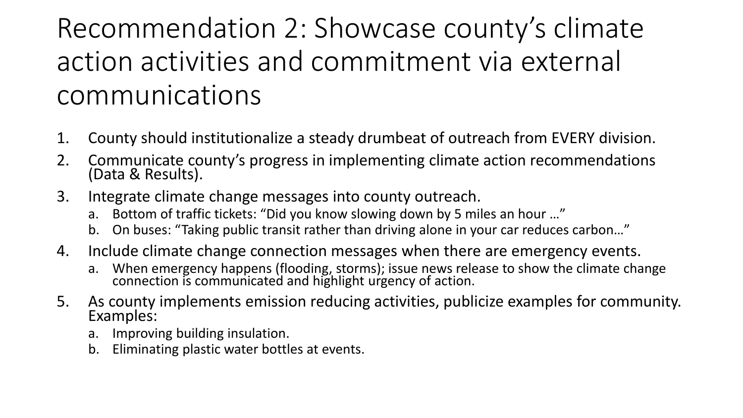# Recommendation 2: Showcase county's climate action activities and commitment via external communications

1. County should institutionalize a steady drumbeat of outreach from EVERY division.
2. Communicate county's progress in implementing climate action recommendations (Data & Results).
3. Integrate climate change messages into county outreach.
   a. Bottom of traffic tickets: "Did you know slowing down by 5 miles an hour …"
   b. On buses: "Taking public transit rather than driving alone in your car reduces carbon…"
4. Include climate change connection messages when there are emergency events.
   a. When emergency happens (flooding, storms); issue news release to show the climate change connection is communicated and highlight urgency of action.
5. As county implements emission reducing activities, publicize examples for community. Examples:
   a. Improving building insulation.
   b. Eliminating plastic water bottles at events.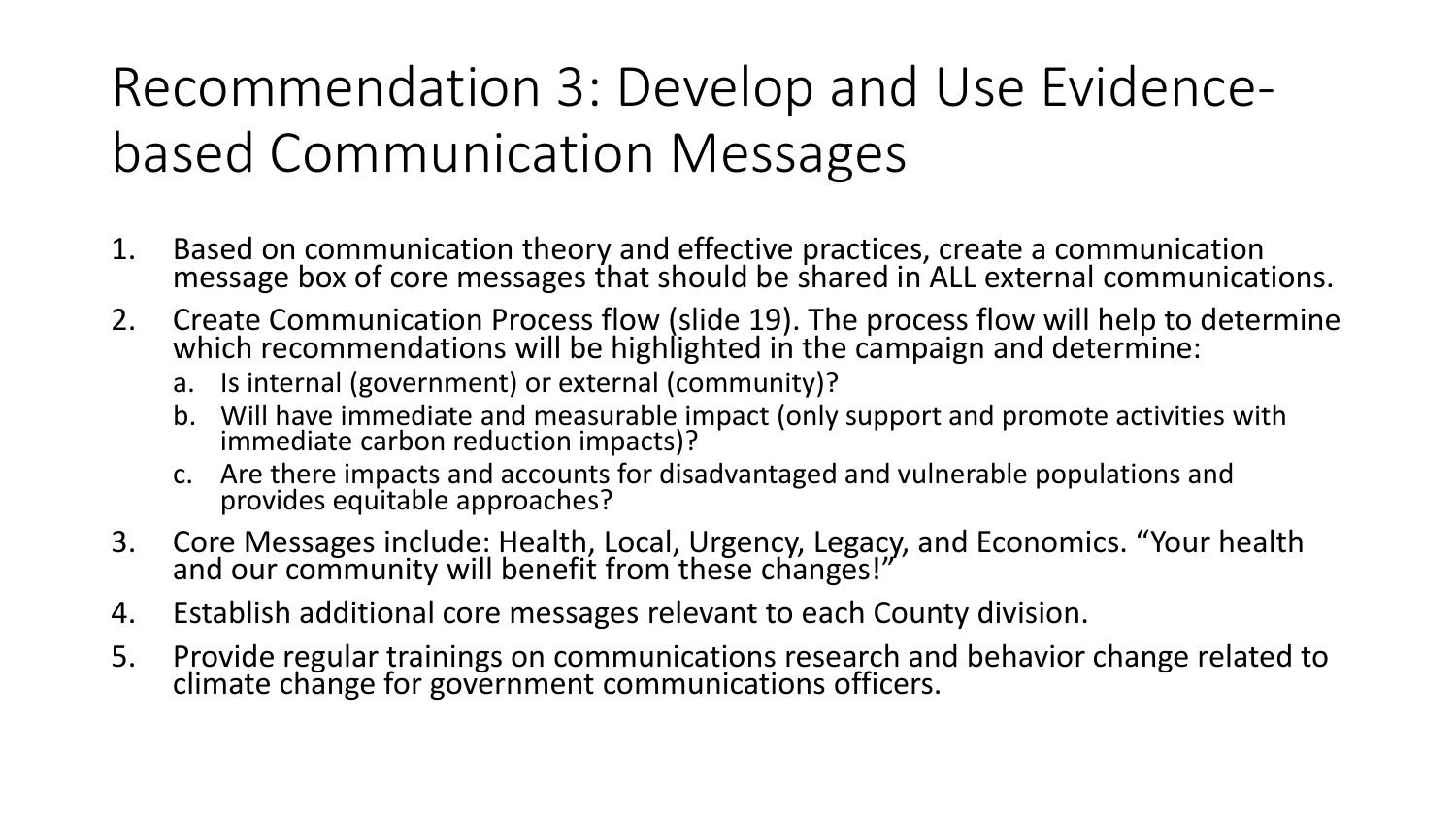# Recommendation 3: Develop and Use Evidence-based Communication Messages

1. Based on communication theory and effective practices, create a communication message box of core messages that should be shared in ALL external communications.
2. Create Communication Process flow (slide 19). The process flow will help to determine which recommendations will be highlighted in the campaign and determine:
   a. Is internal (government) or external (community)?
   b. Will have immediate and measurable impact (only support and promote activities with immediate carbon reduction impacts)?
   c. Are there impacts and accounts for disadvantaged and vulnerable populations and provides equitable approaches?
3. Core Messages include: Health, Local, Urgency, Legacy, and Economics. "Your health and our community will benefit from these changes!"
4. Establish additional core messages relevant to each County division.
5. Provide regular trainings on communications research and behavior change related to climate change for government communications officers.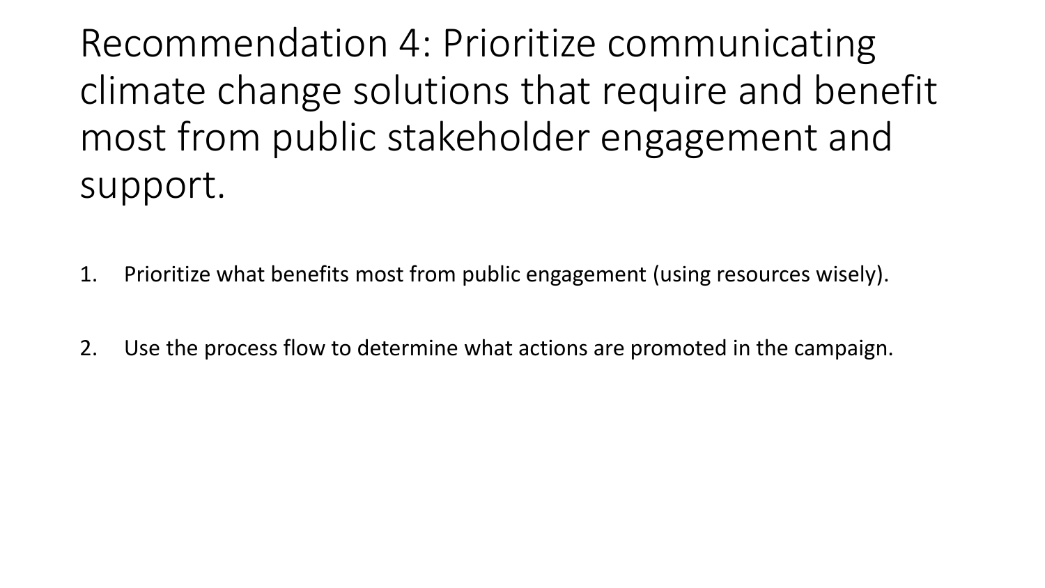# Recommendation 4: Prioritize communicating climate change solutions that require and benefit most from public stakeholder engagement and support.

1. Prioritize what benefits most from public engagement (using resources wisely).

2. Use the process flow to determine what actions are promoted in the campaign.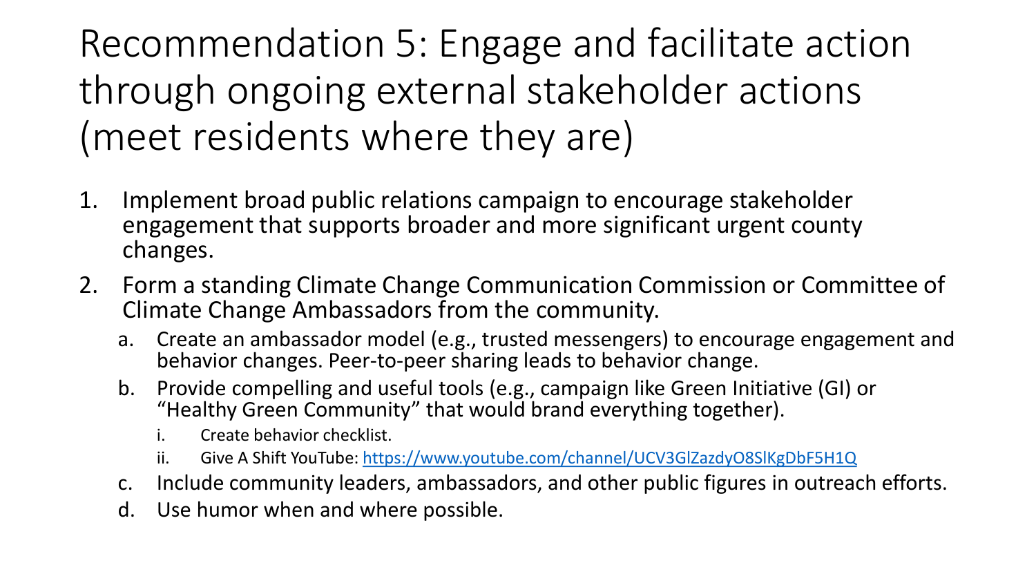# Recommendation 5: Engage and facilitate action through ongoing external stakeholder actions (meet residents where they are)

1. Implement broad public relations campaign to encourage stakeholder engagement that supports broader and more significant urgent county changes.
2. Form a standing Climate Change Communication Commission or Committee of Climate Change Ambassadors from the community.
   a. Create an ambassador model (e.g., trusted messengers) to encourage engagement and behavior changes. Peer-to-peer sharing leads to behavior change.
   b. Provide compelling and useful tools (e.g., campaign like Green Initiative (GI) or "Healthy Green Community" that would brand everything together).
      i. Create behavior checklist.
      ii. Give A Shift YouTube: https://www.youtube.com/channel/UCV3GlZazdyO8SlKgDbF5H1Q
   c. Include community leaders, ambassadors, and other public figures in outreach efforts.
   d. Use humor when and where possible.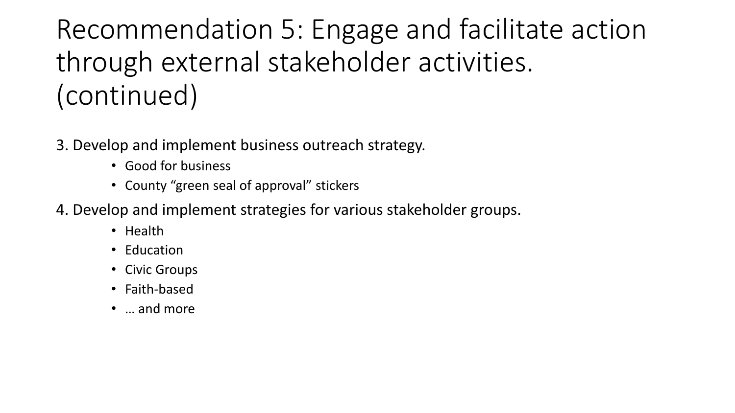# Recommendation 5: Engage and facilitate action through external stakeholder activities. (continued)

3. Develop and implement business outreach strategy.
    - Good for business
    - County "green seal of approval" stickers
4. Develop and implement strategies for various stakeholder groups.
    - Health
    - Education
    - Civic Groups
    - Faith-based
    - … and more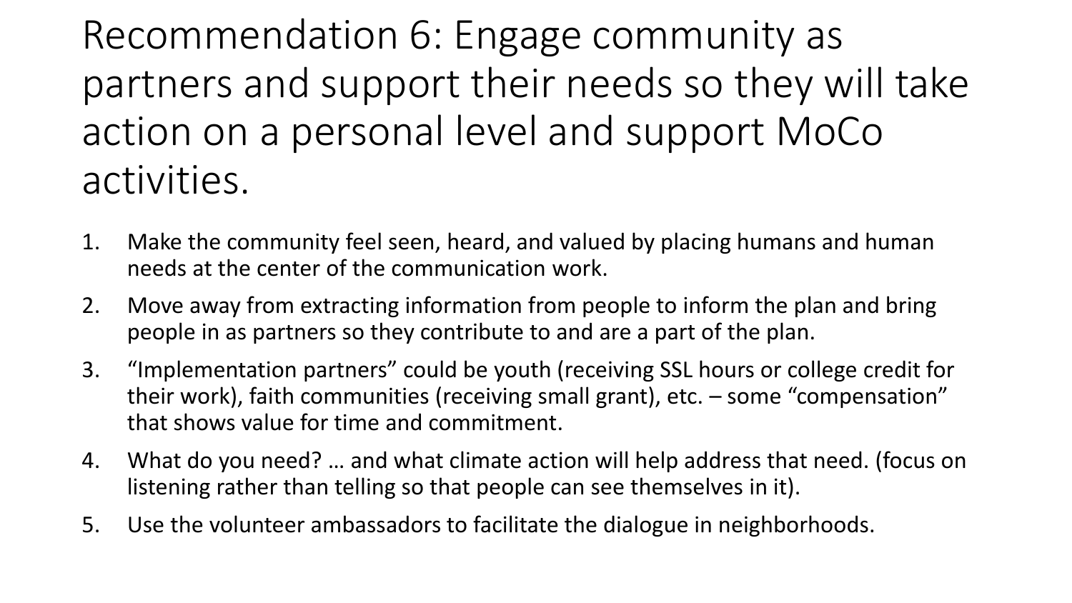# Recommendation 6: Engage community as partners and support their needs so they will take action on a personal level and support MoCo activities.

1. Make the community feel seen, heard, and valued by placing humans and human needs at the center of the communication work.
2. Move away from extracting information from people to inform the plan and bring people in as partners so they contribute to and are a part of the plan.
3. "Implementation partners" could be youth (receiving SSL hours or college credit for their work), faith communities (receiving small grant), etc. – some "compensation" that shows value for time and commitment.
4. What do you need? … and what climate action will help address that need. (focus on listening rather than telling so that people can see themselves in it).
5. Use the volunteer ambassadors to facilitate the dialogue in neighborhoods.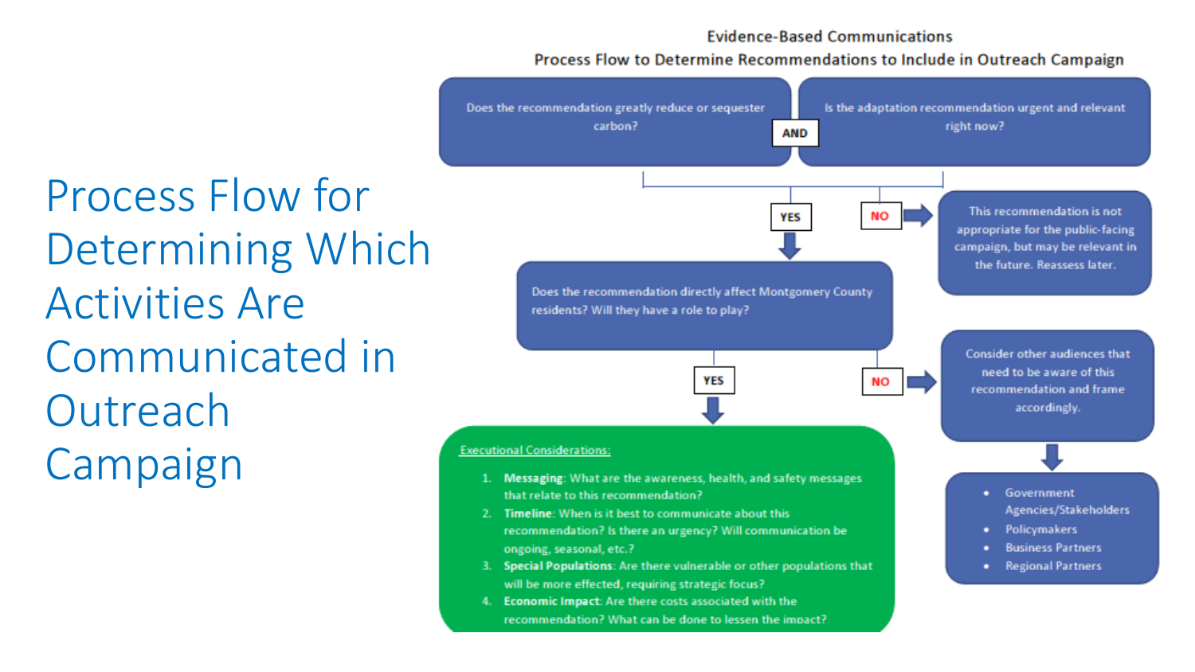# Process Flow for Determining Which Activities Are Communicated in Outreach Campaign

**Evidence-Based Communications**
**Process Flow to Determine Recommendations to Include in Outreach Campaign**

Does the recommendation greatly reduce or sequester carbon?

**AND**

Is the adaptation recommendation urgent and relevant right now?

**NO** → This recommendation is not appropriate for the public-facing campaign, but may be relevant in the future. Reassess later.

**YES** ↓

Does the recommendation directly affect Montgomery County residents? Will they have a role to play?

**NO** → Consider other audiences that need to be aware of this recommendation and frame accordingly.

- Government Agencies/Stakeholders
- Policymakers
- Business Partners
- Regional Partners

**YES** ↓

Executional Considerations:

1. **Messaging**: What are the awareness, health, and safety messages that relate to this recommendation?
2. **Timeline**: When is it best to communicate about this recommendation? Is there an urgency? Will communication be ongoing, seasonal, etc.?
3. **Special Populations**: Are there vulnerable or other populations that will be more effected, requiring strategic focus?
4. **Economic Impact**: Are there costs associated with the recommendation? What can be done to lessen the impact?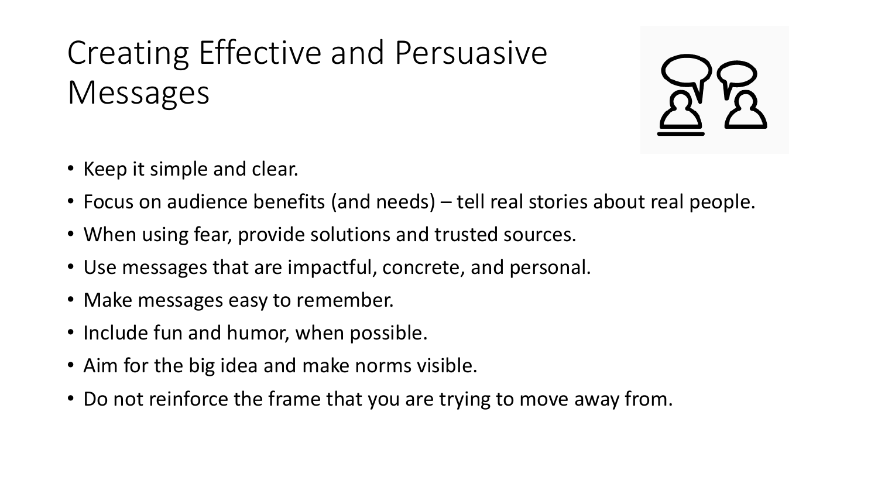# Creating Effective and Persuasive Messages

- Keep it simple and clear.
- Focus on audience benefits (and needs) – tell real stories about real people.
- When using fear, provide solutions and trusted sources.
- Use messages that are impactful, concrete, and personal.
- Make messages easy to remember.
- Include fun and humor, when possible.
- Aim for the big idea and make norms visible.
- Do not reinforce the frame that you are trying to move away from.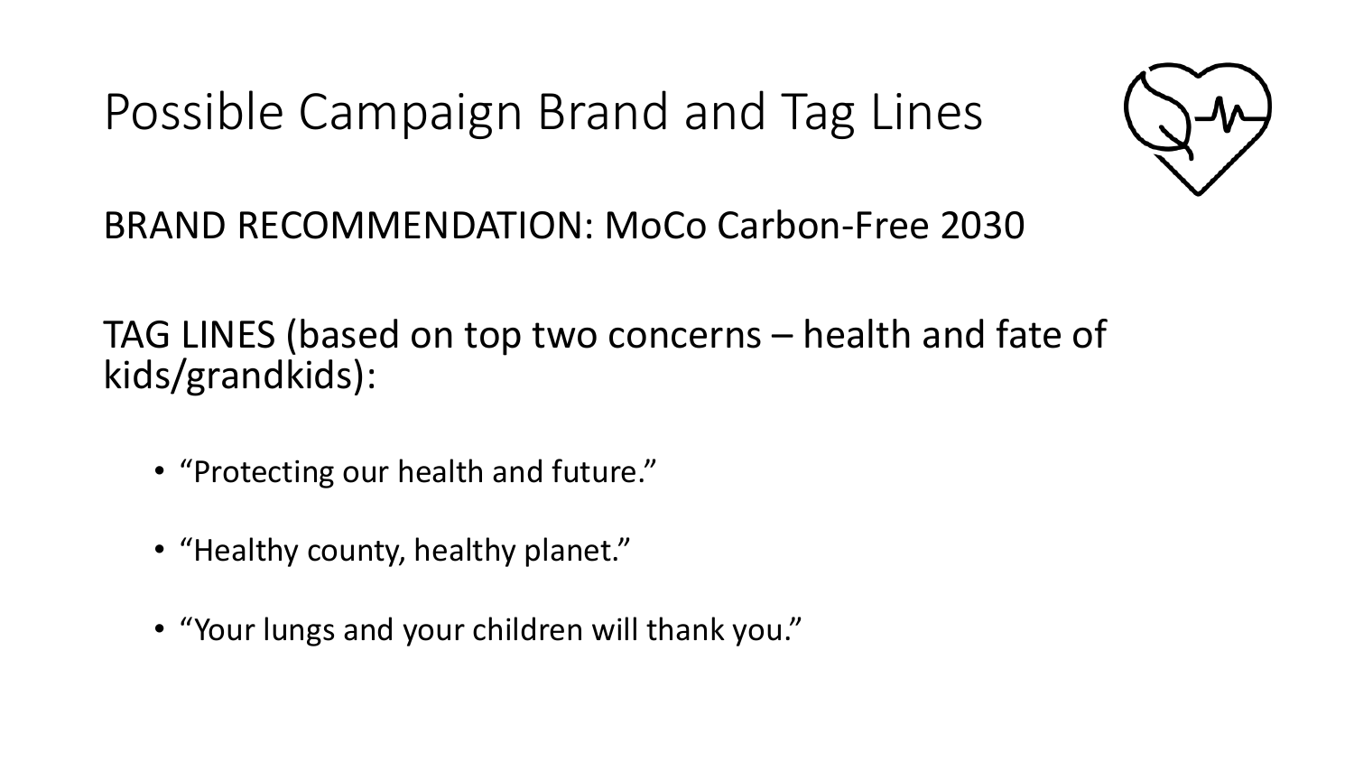# Possible Campaign Brand and Tag Lines

BRAND RECOMMENDATION: MoCo Carbon-Free 2030

TAG LINES (based on top two concerns – health and fate of kids/grandkids):

- "Protecting our health and future."
- "Healthy county, healthy planet."
- "Your lungs and your children will thank you."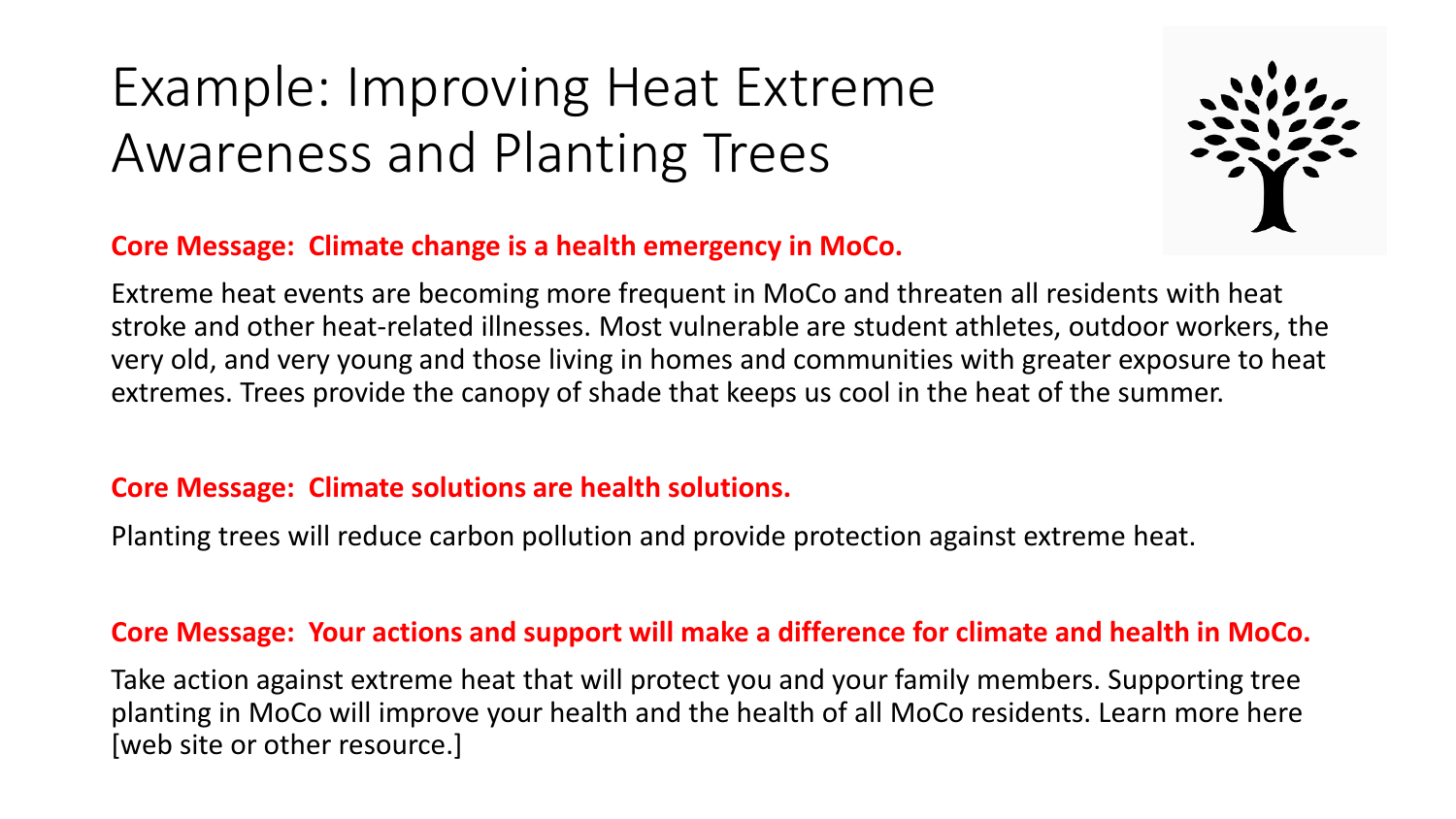# Example: Improving Heat Extreme Awareness and Planting Trees

**Core Message: Climate change is a health emergency in MoCo.**

Extreme heat events are becoming more frequent in MoCo and threaten all residents with heat stroke and other heat-related illnesses. Most vulnerable are student athletes, outdoor workers, the very old, and very young and those living in homes and communities with greater exposure to heat extremes. Trees provide the canopy of shade that keeps us cool in the heat of the summer.

**Core Message: Climate solutions are health solutions.**

Planting trees will reduce carbon pollution and provide protection against extreme heat.

**Core Message: Your actions and support will make a difference for climate and health in MoCo.**

Take action against extreme heat that will protect you and your family members. Supporting tree planting in MoCo will improve your health and the health of all MoCo residents. Learn more here [web site or other resource.]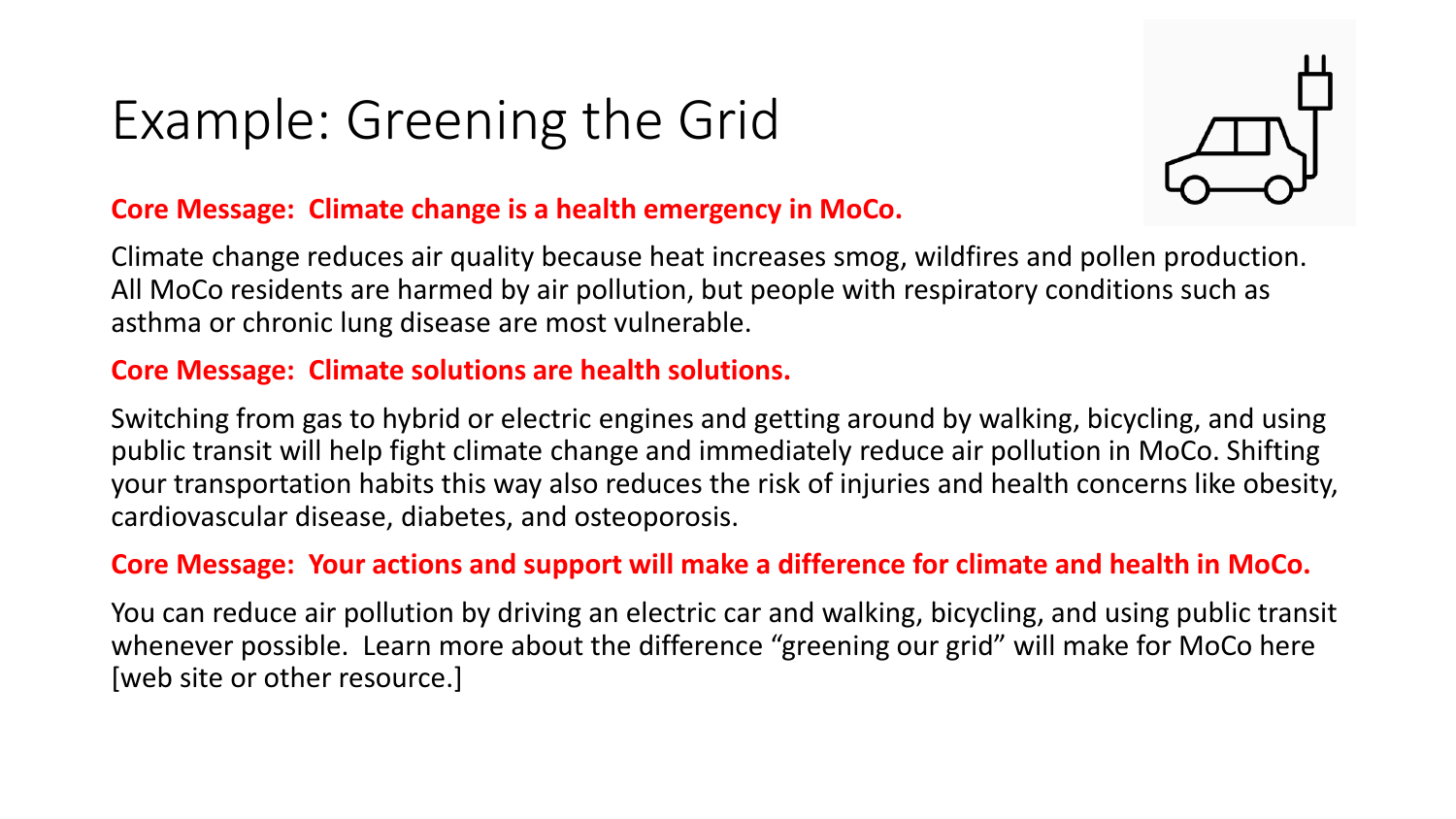# Example: Greening the Grid

**Core Message: Climate change is a health emergency in MoCo.**

Climate change reduces air quality because heat increases smog, wildfires and pollen production. All MoCo residents are harmed by air pollution, but people with respiratory conditions such as asthma or chronic lung disease are most vulnerable.

**Core Message: Climate solutions are health solutions.**

Switching from gas to hybrid or electric engines and getting around by walking, bicycling, and using public transit will help fight climate change and immediately reduce air pollution in MoCo. Shifting your transportation habits this way also reduces the risk of injuries and health concerns like obesity, cardiovascular disease, diabetes, and osteoporosis.

**Core Message: Your actions and support will make a difference for climate and health in MoCo.**

You can reduce air pollution by driving an electric car and walking, bicycling, and using public transit whenever possible. Learn more about the difference "greening our grid" will make for MoCo here [web site or other resource.]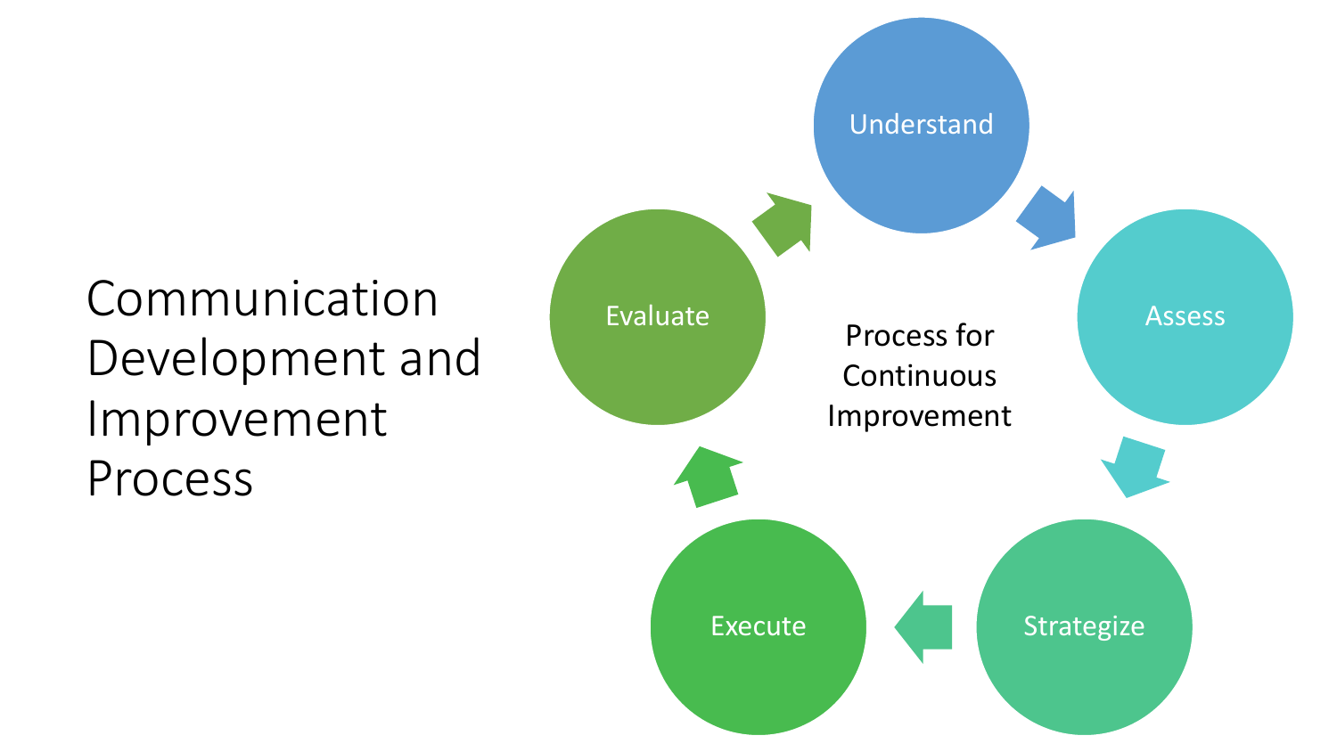# Communication Development and Improvement Process

Process for Continuous Improvement

- Understand
- Assess
- Strategize
- Execute
- Evaluate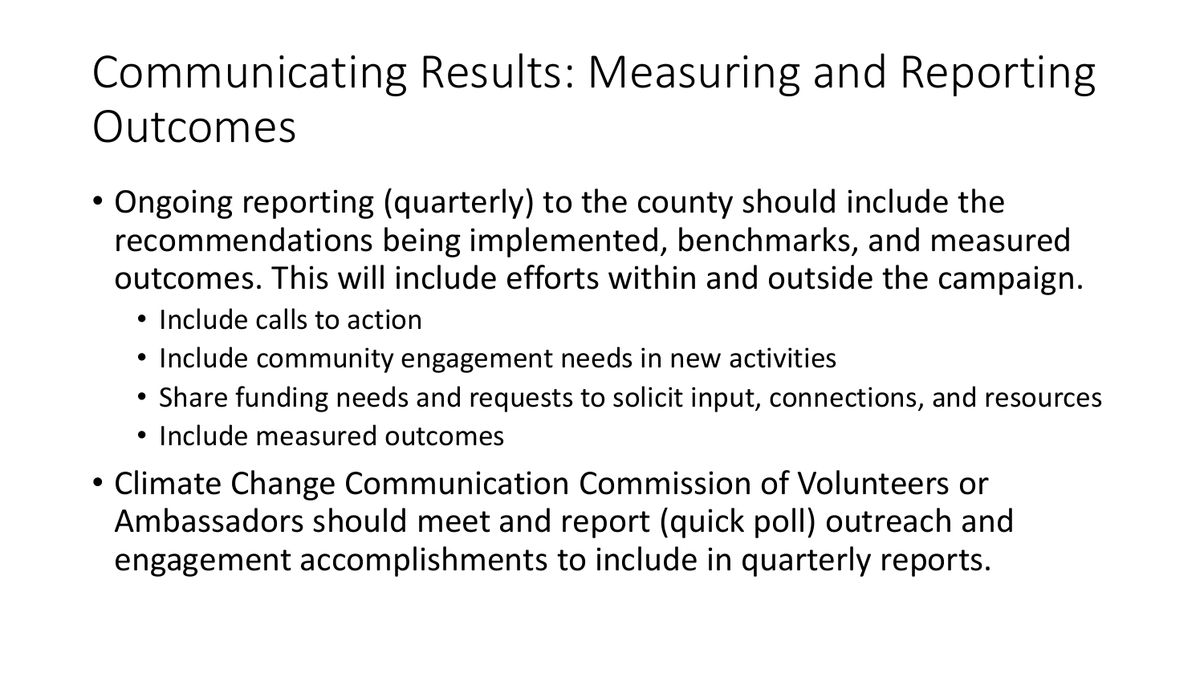# Communicating Results: Measuring and Reporting Outcomes

- Ongoing reporting (quarterly) to the county should include the recommendations being implemented, benchmarks, and measured outcomes. This will include efforts within and outside the campaign.
  - Include calls to action
  - Include community engagement needs in new activities
  - Share funding needs and requests to solicit input, connections, and resources
  - Include measured outcomes
- Climate Change Communication Commission of Volunteers or Ambassadors should meet and report (quick poll) outreach and engagement accomplishments to include in quarterly reports.